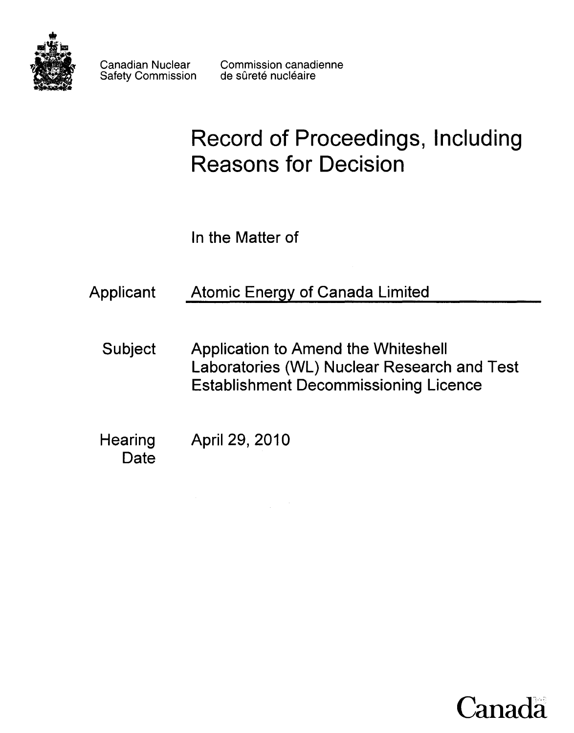Canadian Nuclear Safety Commission

Commission canadienne de sûreté nucléaire

# Record of Proceedings, Including Reasons for Decision

In the Matter of

**Applicant** Atomic Energy of Canada Limited

**Subject** Application to Amend the Whiteshell Laboratories (WL) Nuclear Research and Test Establishment Decommissioning Licence

**Hearing Date** April 29, 2010

Canada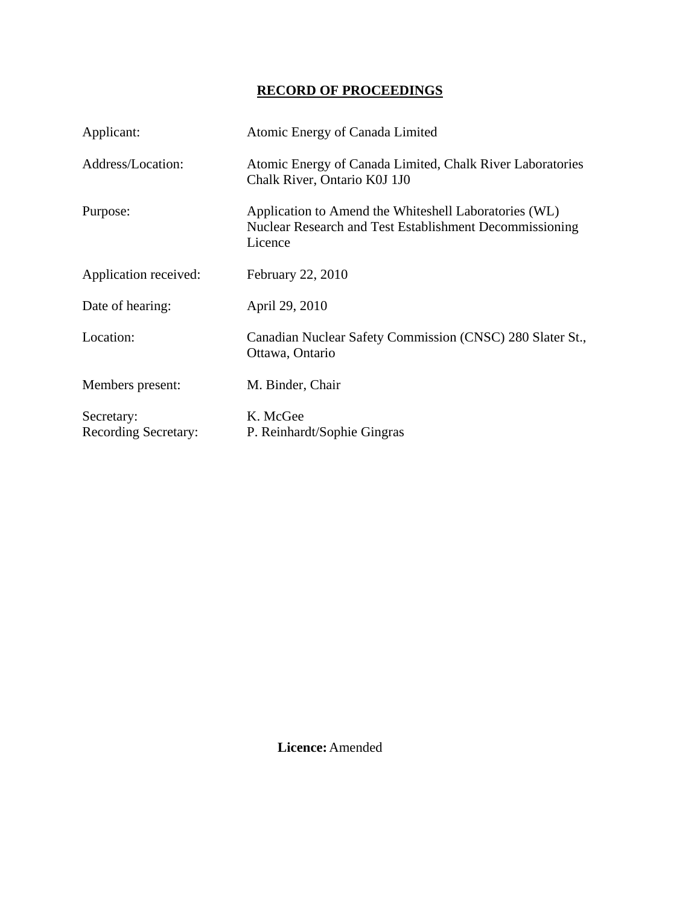# RECORD OF PROCEEDINGS

| | |
|---|---|
| Applicant: | Atomic Energy of Canada Limited |
| Address/Location: | Atomic Energy of Canada Limited, Chalk River Laboratories Chalk River, Ontario K0J 1J0 |
| Purpose: | Application to Amend the Whiteshell Laboratories (WL) Nuclear Research and Test Establishment Decommissioning Licence |
| Application received: | February 22, 2010 |
| Date of hearing: | April 29, 2010 |
| Location: | Canadian Nuclear Safety Commission (CNSC) 280 Slater St., Ottawa, Ontario |
| Members present: | M. Binder, Chair |
| Secretary: | K. McGee |
| Recording Secretary: | P. Reinhardt/Sophie Gingras |

**Licence:** Amended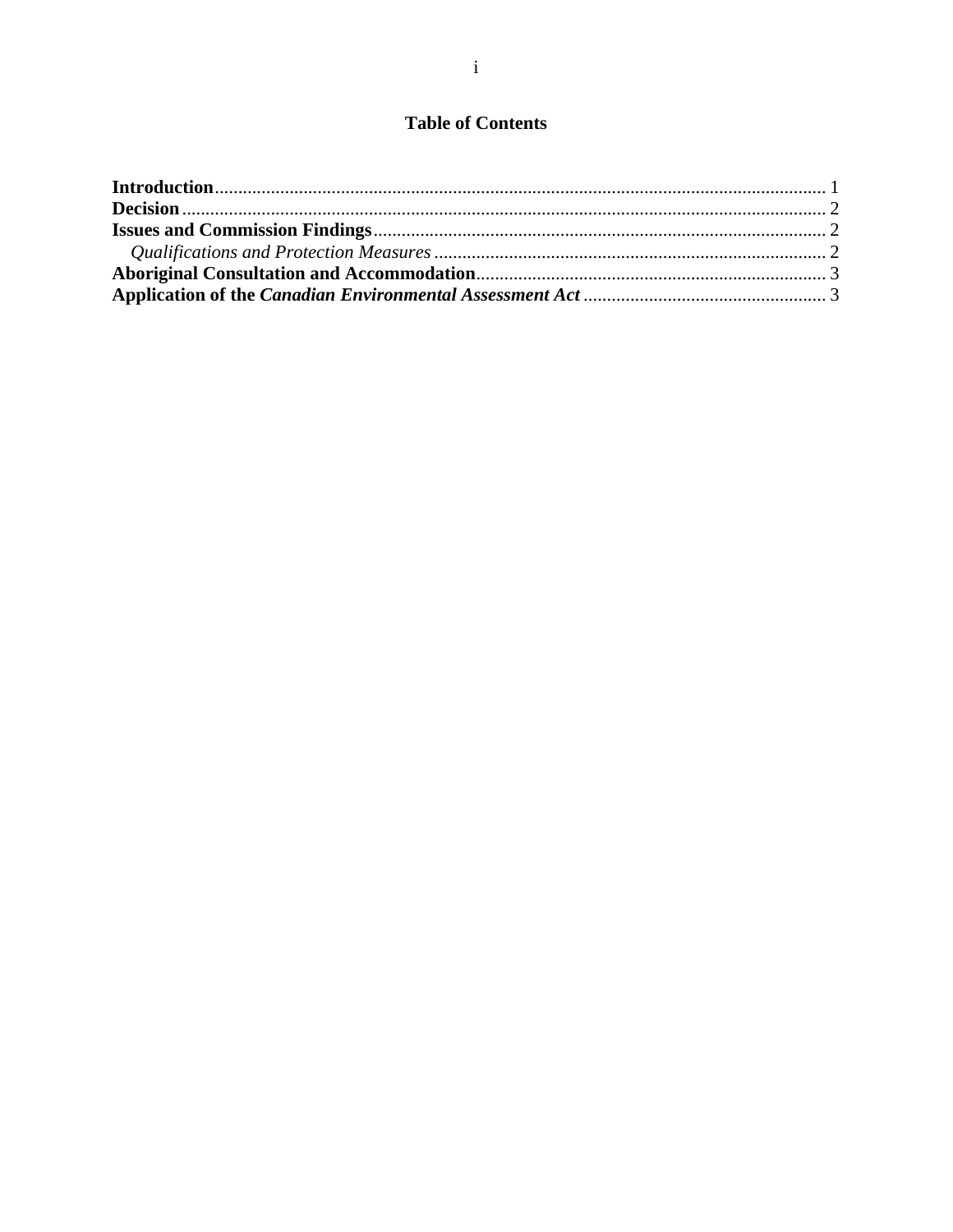# Table of Contents

**Introduction** .................................................................................................................................. 1
**Decision** ........................................................................................................................................ 2
**Issues and Commission Findings** ................................................................................................ 2
  *Qualifications and Protection Measures* ................................................................................... 2
**Aboriginal Consultation and Accommodation** .......................................................................... 3
**Application of the *Canadian Environmental Assessment Act*** .................................................... 3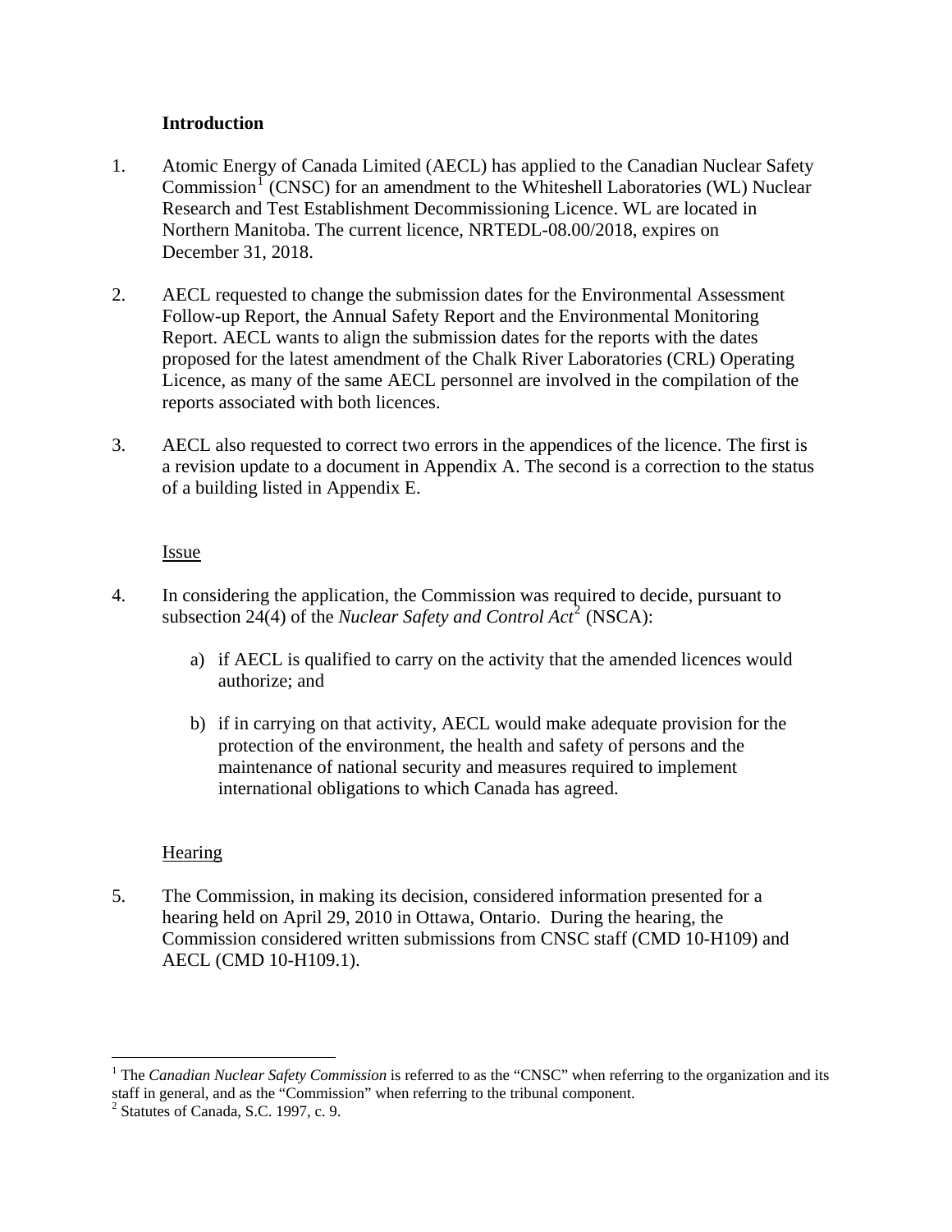**Introduction**

1. Atomic Energy of Canada Limited (AECL) has applied to the Canadian Nuclear Safety Commission[1] (CNSC) for an amendment to the Whiteshell Laboratories (WL) Nuclear Research and Test Establishment Decommissioning Licence. WL are located in Northern Manitoba. The current licence, NRTEDL-08.00/2018, expires on December 31, 2018.

2. AECL requested to change the submission dates for the Environmental Assessment Follow-up Report, the Annual Safety Report and the Environmental Monitoring Report. AECL wants to align the submission dates for the reports with the dates proposed for the latest amendment of the Chalk River Laboratories (CRL) Operating Licence, as many of the same AECL personnel are involved in the compilation of the reports associated with both licences.

3. AECL also requested to correct two errors in the appendices of the licence. The first is a revision update to a document in Appendix A. The second is a correction to the status of a building listed in Appendix E.

Issue

4. In considering the application, the Commission was required to decide, pursuant to subsection 24(4) of the *Nuclear Safety and Control Act*[2] (NSCA):

   a) if AECL is qualified to carry on the activity that the amended licences would authorize; and

   b) if in carrying on that activity, AECL would make adequate provision for the protection of the environment, the health and safety of persons and the maintenance of national security and measures required to implement international obligations to which Canada has agreed.

Hearing

5. The Commission, in making its decision, considered information presented for a hearing held on April 29, 2010 in Ottawa, Ontario. During the hearing, the Commission considered written submissions from CNSC staff (CMD 10-H109) and AECL (CMD 10-H109.1).

---

[1] The *Canadian Nuclear Safety Commission* is referred to as the "CNSC" when referring to the organization and its staff in general, and as the "Commission" when referring to the tribunal component.

[2] Statutes of Canada, S.C. 1997, c. 9.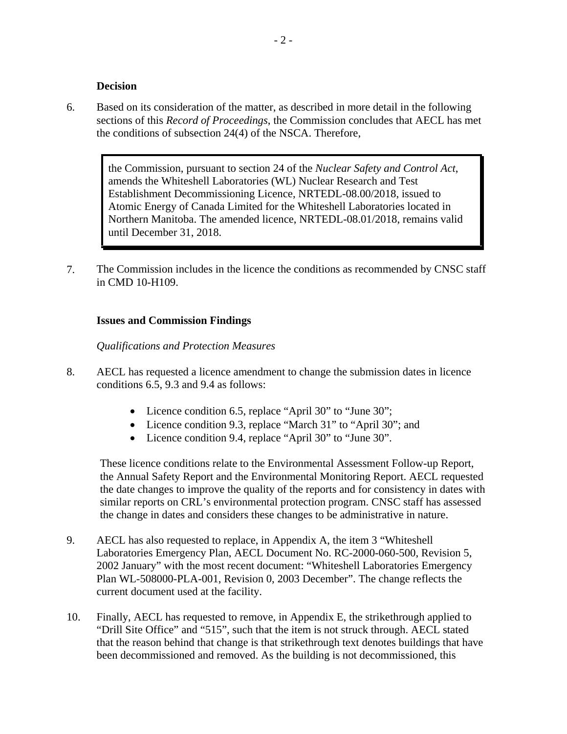**Decision**

6. Based on its consideration of the matter, as described in more detail in the following sections of this *Record of Proceedings*, the Commission concludes that AECL has met the conditions of subsection 24(4) of the NSCA. Therefore,

> the Commission, pursuant to section 24 of the *Nuclear Safety and Control Act*, amends the Whiteshell Laboratories (WL) Nuclear Research and Test Establishment Decommissioning Licence, NRTEDL-08.00/2018, issued to Atomic Energy of Canada Limited for the Whiteshell Laboratories located in Northern Manitoba. The amended licence, NRTEDL-08.01/2018, remains valid until December 31, 2018.

7. The Commission includes in the licence the conditions as recommended by CNSC staff in CMD 10-H109.

**Issues and Commission Findings**

*Qualifications and Protection Measures*

8. AECL has requested a licence amendment to change the submission dates in licence conditions 6.5, 9.3 and 9.4 as follows:

   - Licence condition 6.5, replace "April 30" to "June 30";
   - Licence condition 9.3, replace "March 31" to "April 30"; and
   - Licence condition 9.4, replace "April 30" to "June 30".

   These licence conditions relate to the Environmental Assessment Follow-up Report, the Annual Safety Report and the Environmental Monitoring Report. AECL requested the date changes to improve the quality of the reports and for consistency in dates with similar reports on CRL's environmental protection program. CNSC staff has assessed the change in dates and considers these changes to be administrative in nature.

9. AECL has also requested to replace, in Appendix A, the item 3 "Whiteshell Laboratories Emergency Plan, AECL Document No. RC-2000-060-500, Revision 5, 2002 January" with the most recent document: "Whiteshell Laboratories Emergency Plan WL-508000-PLA-001, Revision 0, 2003 December". The change reflects the current document used at the facility.

10. Finally, AECL has requested to remove, in Appendix E, the strikethrough applied to "Drill Site Office" and "515", such that the item is not struck through. AECL stated that the reason behind that change is that strikethrough text denotes buildings that have been decommissioned and removed. As the building is not decommissioned, this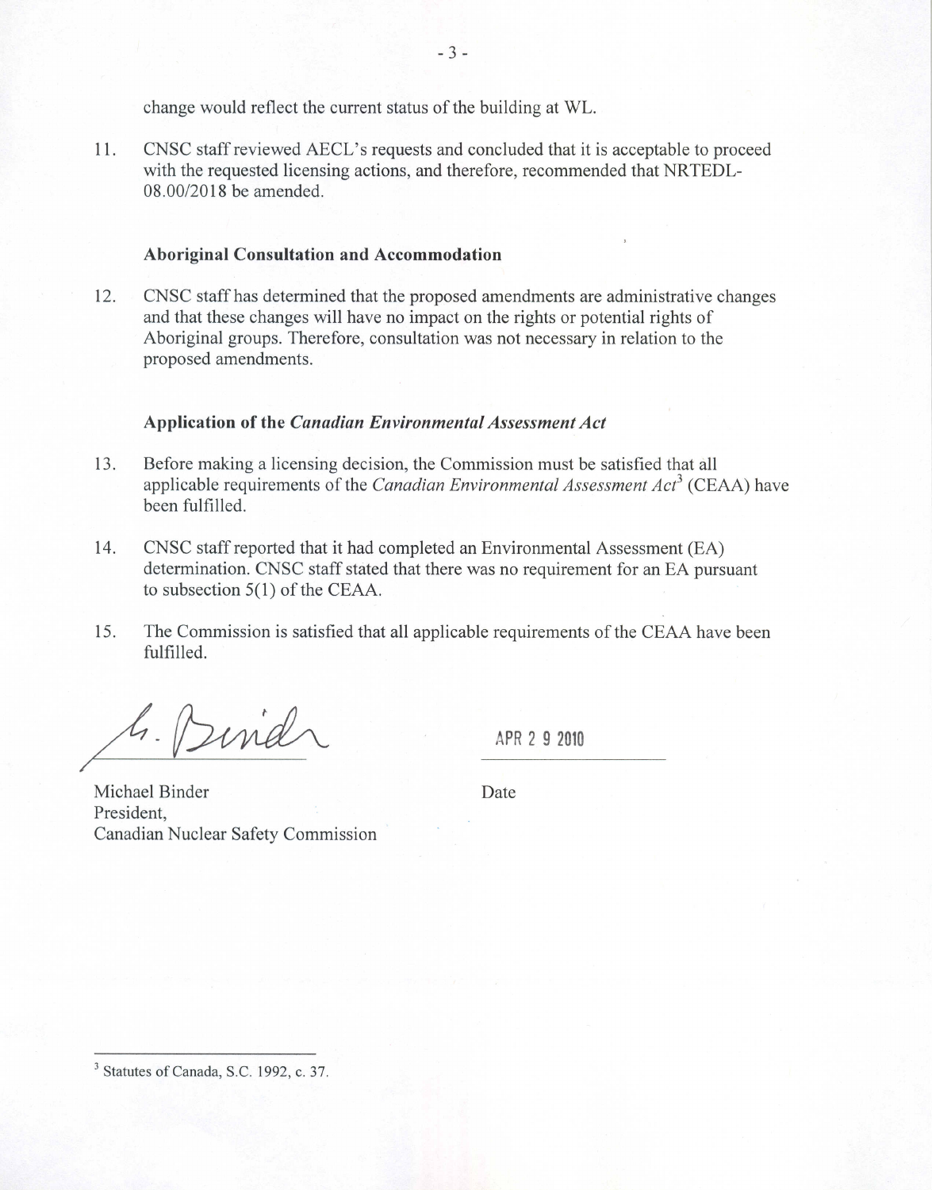change would reflect the current status of the building at WL.

11. CNSC staff reviewed AECL's requests and concluded that it is acceptable to proceed with the requested licensing actions, and therefore, recommended that NRTEDL-08.00/2018 be amended.

### Aboriginal Consultation and Accommodation

12. CNSC staff has determined that the proposed amendments are administrative changes and that these changes will have no impact on the rights or potential rights of Aboriginal groups. Therefore, consultation was not necessary in relation to the proposed amendments.

### Application of the *Canadian Environmental Assessment Act*

13. Before making a licensing decision, the Commission must be satisfied that all applicable requirements of the *Canadian Environmental Assessment Act*[3] (CEAA) have been fulfilled.

14. CNSC staff reported that it had completed an Environmental Assessment (EA) determination. CNSC staff stated that there was no requirement for an EA pursuant to subsection 5(1) of the CEAA.

15. The Commission is satisfied that all applicable requirements of the CEAA have been fulfilled.

Michael Binder
President,
Canadian Nuclear Safety Commission

APR 2 9 2010

Date

---

[3] Statutes of Canada, S.C. 1992, c. 37.